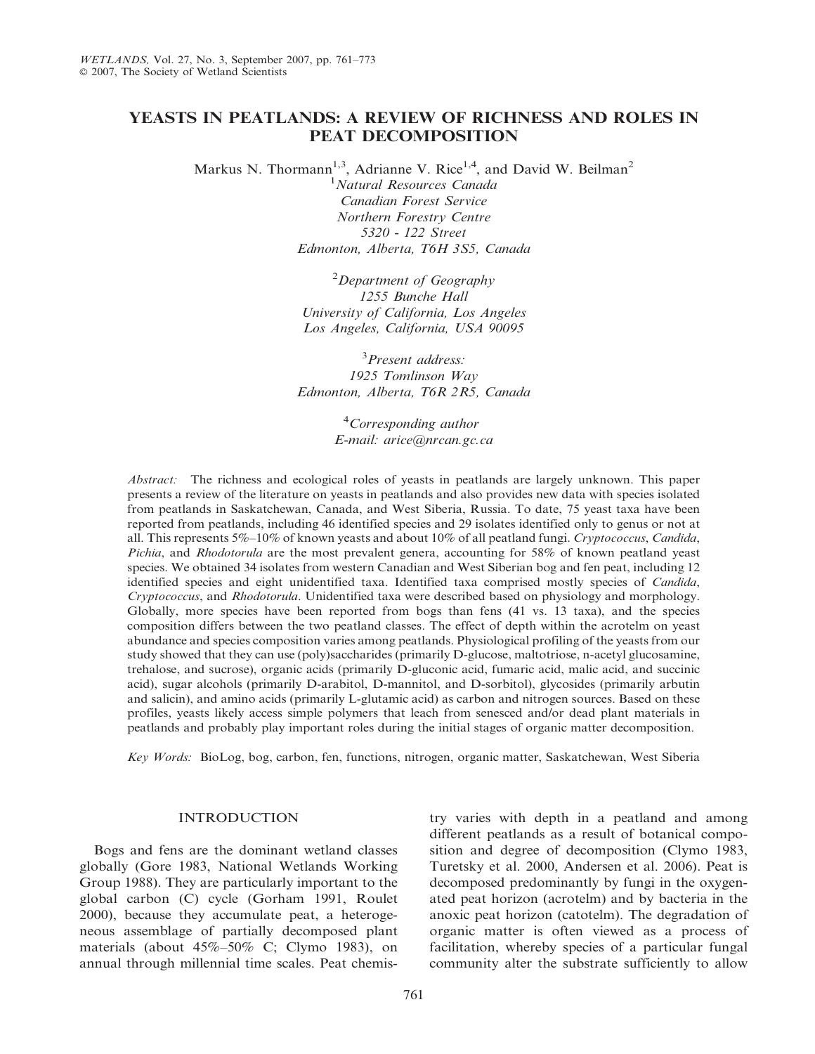# YEASTS IN PEATLANDS: A REVIEW OF RICHNESS AND ROLES IN PEAT DECOMPOSITION

Markus N. Thormann[1,3], Adrianne V. Rice[1,4], and David W. Beilman[2]

[1] *Natural Resources Canada*
*Canadian Forest Service*
*Northern Forestry Centre*
*5320 - 122 Street*
*Edmonton, Alberta, T6H 3S5, Canada*

[2] *Department of Geography*
*1255 Bunche Hall*
*University of California, Los Angeles*
*Los Angeles, California, USA 90095*

[3] *Present address:*
*1925 Tomlinson Way*
*Edmonton, Alberta, T6R 2R5, Canada*

[4] *Corresponding author*
*E-mail: arice@nrcan.gc.ca*

*Abstract:* The richness and ecological roles of yeasts in peatlands are largely unknown. This paper presents a review of the literature on yeasts in peatlands and also provides new data with species isolated from peatlands in Saskatchewan, Canada, and West Siberia, Russia. To date, 75 yeast taxa have been reported from peatlands, including 46 identified species and 29 isolates identified only to genus or not at all. This represents 5%–10% of known yeasts and about 10% of all peatland fungi. *Cryptococcus*, *Candida*, *Pichia*, and *Rhodotorula* are the most prevalent genera, accounting for 58% of known peatland yeast species. We obtained 34 isolates from western Canadian and West Siberian bog and fen peat, including 12 identified species and eight unidentified taxa. Identified taxa comprised mostly species of *Candida*, *Cryptococcus*, and *Rhodotorula*. Unidentified taxa were described based on physiology and morphology. Globally, more species have been reported from bogs than fens (41 vs. 13 taxa), and the species composition differs between the two peatland classes. The effect of depth within the acrotelm on yeast abundance and species composition varies among peatlands. Physiological profiling of the yeasts from our study showed that they can use (poly)saccharides (primarily D-glucose, maltotriose, n-acetyl glucosamine, trehalose, and sucrose), organic acids (primarily D-gluconic acid, fumaric acid, malic acid, and succinic acid), sugar alcohols (primarily D-arabitol, D-mannitol, and D-sorbitol), glycosides (primarily arbutin and salicin), and amino acids (primarily L-glutamic acid) as carbon and nitrogen sources. Based on these profiles, yeasts likely access simple polymers that leach from senesced and/or dead plant materials in peatlands and probably play important roles during the initial stages of organic matter decomposition.

*Key Words:* BioLog, bog, carbon, fen, functions, nitrogen, organic matter, Saskatchewan, West Siberia

## INTRODUCTION

Bogs and fens are the dominant wetland classes globally (Gore 1983, National Wetlands Working Group 1988). They are particularly important to the global carbon (C) cycle (Gorham 1991, Roulet 2000), because they accumulate peat, a heterogeneous assemblage of partially decomposed plant materials (about 45%–50% C; Clymo 1983), on annual through millennial time scales. Peat chemistry varies with depth in a peatland and among different peatlands as a result of botanical composition and degree of decomposition (Clymo 1983, Turetsky et al. 2000, Andersen et al. 2006). Peat is decomposed predominantly by fungi in the oxygenated peat horizon (acrotelm) and by bacteria in the anoxic peat horizon (catotelm). The degradation of organic matter is often viewed as a process of facilitation, whereby species of a particular fungal community alter the substrate sufficiently to allow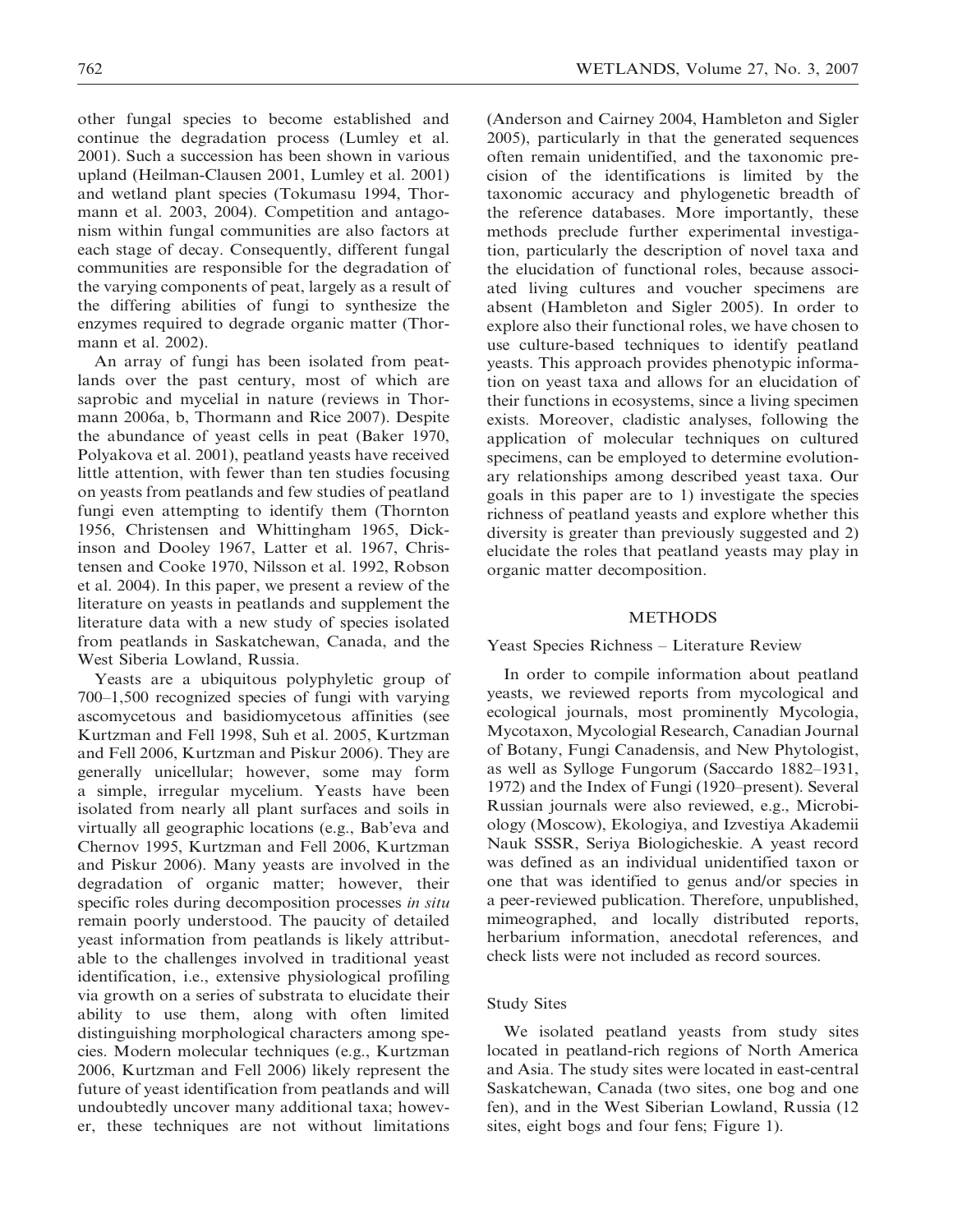other fungal species to become established and continue the degradation process (Lumley et al. 2001). Such a succession has been shown in various upland (Heilman-Clausen 2001, Lumley et al. 2001) and wetland plant species (Tokumasu 1994, Thormann et al. 2003, 2004). Competition and antagonism within fungal communities are also factors at each stage of decay. Consequently, different fungal communities are responsible for the degradation of the varying components of peat, largely as a result of the differing abilities of fungi to synthesize the enzymes required to degrade organic matter (Thormann et al. 2002).

An array of fungi has been isolated from peatlands over the past century, most of which are saprobic and mycelial in nature (reviews in Thormann 2006a, b, Thormann and Rice 2007). Despite the abundance of yeast cells in peat (Baker 1970, Polyakova et al. 2001), peatland yeasts have received little attention, with fewer than ten studies focusing on yeasts from peatlands and few studies of peatland fungi even attempting to identify them (Thornton 1956, Christensen and Whittingham 1965, Dickinson and Dooley 1967, Latter et al. 1967, Christensen and Cooke 1970, Nilsson et al. 1992, Robson et al. 2004). In this paper, we present a review of the literature on yeasts in peatlands and supplement the literature data with a new study of species isolated from peatlands in Saskatchewan, Canada, and the West Siberia Lowland, Russia.

Yeasts are a ubiquitous polyphyletic group of 700–1,500 recognized species of fungi with varying ascomycetous and basidiomycetous affinities (see Kurtzman and Fell 1998, Suh et al. 2005, Kurtzman and Fell 2006, Kurtzman and Piskur 2006). They are generally unicellular; however, some may form a simple, irregular mycelium. Yeasts have been isolated from nearly all plant surfaces and soils in virtually all geographic locations (e.g., Bab'eva and Chernov 1995, Kurtzman and Fell 2006, Kurtzman and Piskur 2006). Many yeasts are involved in the degradation of organic matter; however, their specific roles during decomposition processes *in situ* remain poorly understood. The paucity of detailed yeast information from peatlands is likely attributable to the challenges involved in traditional yeast identification, i.e., extensive physiological profiling via growth on a series of substrata to elucidate their ability to use them, along with often limited distinguishing morphological characters among species. Modern molecular techniques (e.g., Kurtzman 2006, Kurtzman and Fell 2006) likely represent the future of yeast identification from peatlands and will undoubtedly uncover many additional taxa; however, these techniques are not without limitations (Anderson and Cairney 2004, Hambleton and Sigler 2005), particularly in that the generated sequences often remain unidentified, and the taxonomic precision of the identifications is limited by the taxonomic accuracy and phylogenetic breadth of the reference databases. More importantly, these methods preclude further experimental investigation, particularly the description of novel taxa and the elucidation of functional roles, because associated living cultures and voucher specimens are absent (Hambleton and Sigler 2005). In order to explore also their functional roles, we have chosen to use culture-based techniques to identify peatland yeasts. This approach provides phenotypic information on yeast taxa and allows for an elucidation of their functions in ecosystems, since a living specimen exists. Moreover, cladistic analyses, following the application of molecular techniques on cultured specimens, can be employed to determine evolutionary relationships among described yeast taxa. Our goals in this paper are to 1) investigate the species richness of peatland yeasts and explore whether this diversity is greater than previously suggested and 2) elucidate the roles that peatland yeasts may play in organic matter decomposition.

## METHODS

### Yeast Species Richness – Literature Review

In order to compile information about peatland yeasts, we reviewed reports from mycological and ecological journals, most prominently Mycologia, Mycotaxon, Mycologial Research, Canadian Journal of Botany, Fungi Canadensis, and New Phytologist, as well as Sylloge Fungorum (Saccardo 1882–1931, 1972) and the Index of Fungi (1920–present). Several Russian journals were also reviewed, e.g., Microbiology (Moscow), Ekologiya, and Izvestiya Akademii Nauk SSSR, Seriya Biologicheskie. A yeast record was defined as an individual unidentified taxon or one that was identified to genus and/or species in a peer-reviewed publication. Therefore, unpublished, mimeographed, and locally distributed reports, herbarium information, anecdotal references, and check lists were not included as record sources.

### Study Sites

We isolated peatland yeasts from study sites located in peatland-rich regions of North America and Asia. The study sites were located in east-central Saskatchewan, Canada (two sites, one bog and one fen), and in the West Siberian Lowland, Russia (12 sites, eight bogs and four fens; Figure 1).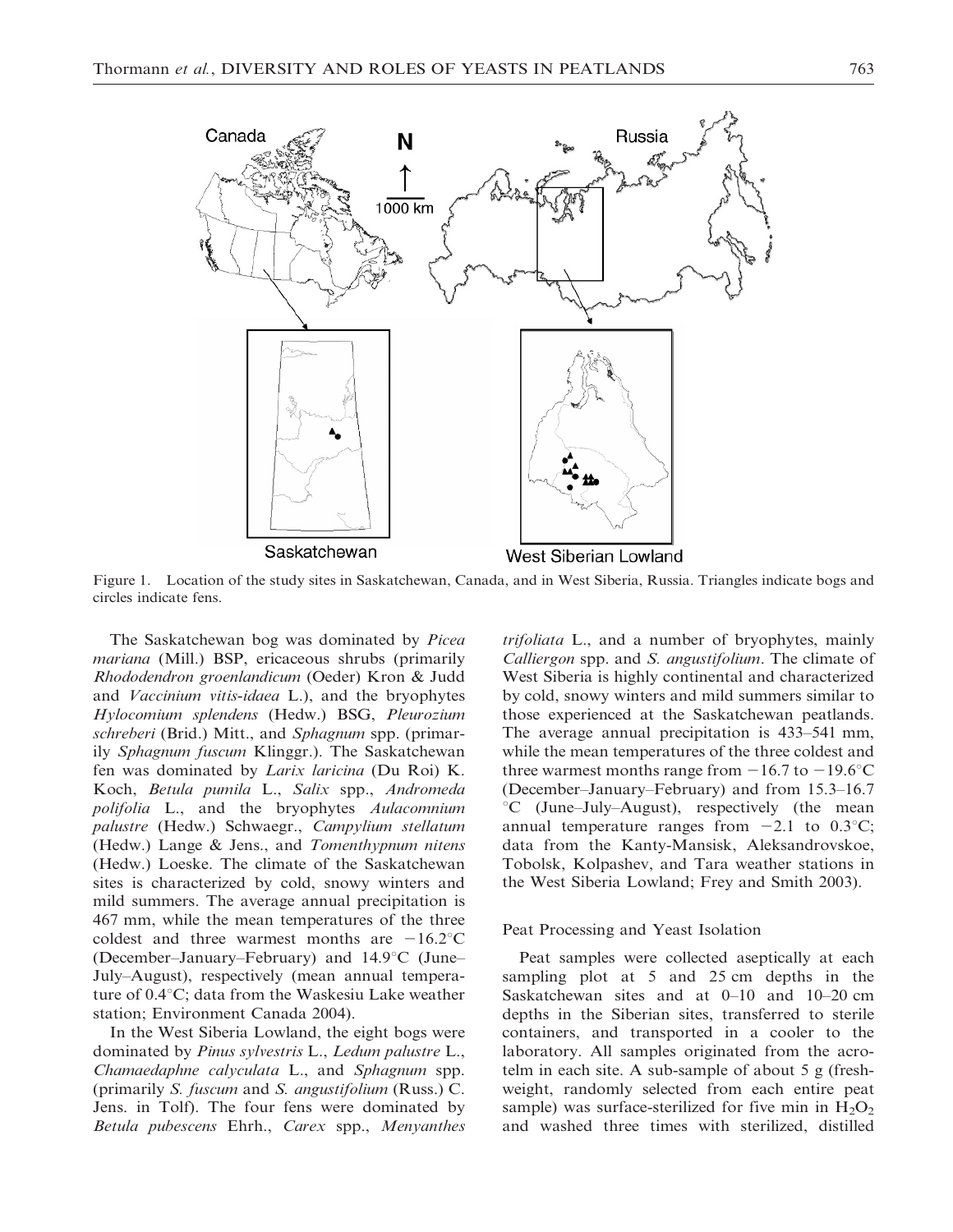Figure 1. Location of the study sites in Saskatchewan, Canada, and in West Siberia, Russia. Triangles indicate bogs and circles indicate fens.

The Saskatchewan bog was dominated by *Picea mariana* (Mill.) BSP, ericaceous shrubs (primarily *Rhododendron groenlandicum* (Oeder) Kron & Judd and *Vaccinium vitis-idaea* L.), and the bryophytes *Hylocomium splendens* (Hedw.) BSG, *Pleurozium schreberi* (Brid.) Mitt., and *Sphagnum* spp. (primarily *Sphagnum fuscum* Klinggr.). The Saskatchewan fen was dominated by *Larix laricina* (Du Roi) K. Koch, *Betula pumila* L., *Salix* spp., *Andromeda polifolia* L., and the bryophytes *Aulacomnium palustre* (Hedw.) Schwaegr., *Campylium stellatum* (Hedw.) Lange & Jens., and *Tomenthypnum nitens* (Hedw.) Loeske. The climate of the Saskatchewan sites is characterized by cold, snowy winters and mild summers. The average annual precipitation is 467 mm, while the mean temperatures of the three coldest and three warmest months are −16.2°C (December–January–February) and 14.9°C (June–July–August), respectively (mean annual temperature of 0.4°C; data from the Waskesiu Lake weather station; Environment Canada 2004).

In the West Siberia Lowland, the eight bogs were dominated by *Pinus sylvestris* L., *Ledum palustre* L., *Chamaedaphne calyculata* L., and *Sphagnum* spp. (primarily *S. fuscum* and *S. angustifolium* (Russ.) C. Jens. in Tolf). The four fens were dominated by *Betula pubescens* Ehrh., *Carex* spp., *Menyanthes trifoliata* L., and a number of bryophytes, mainly *Calliergon* spp. and *S. angustifolium*. The climate of West Siberia is highly continental and characterized by cold, snowy winters and mild summers similar to those experienced at the Saskatchewan peatlands. The average annual precipitation is 433–541 mm, while the mean temperatures of the three coldest and three warmest months range from −16.7 to −19.6°C (December–January–February) and from 15.3–16.7 °C (June–July–August), respectively (the mean annual temperature ranges from −2.1 to 0.3°C; data from the Kanty-Mansisk, Aleksandrovskoe, Tobolsk, Kolpashev, and Tara weather stations in the West Siberia Lowland; Frey and Smith 2003).

### Peat Processing and Yeast Isolation

Peat samples were collected aseptically at each sampling plot at 5 and 25 cm depths in the Saskatchewan sites and at 0–10 and 10–20 cm depths in the Siberian sites, transferred to sterile containers, and transported in a cooler to the laboratory. All samples originated from the acrotelm in each site. A sub-sample of about 5 g (fresh-weight, randomly selected from each entire peat sample) was surface-sterilized for five min in $H_2O_2$ and washed three times with sterilized, distilled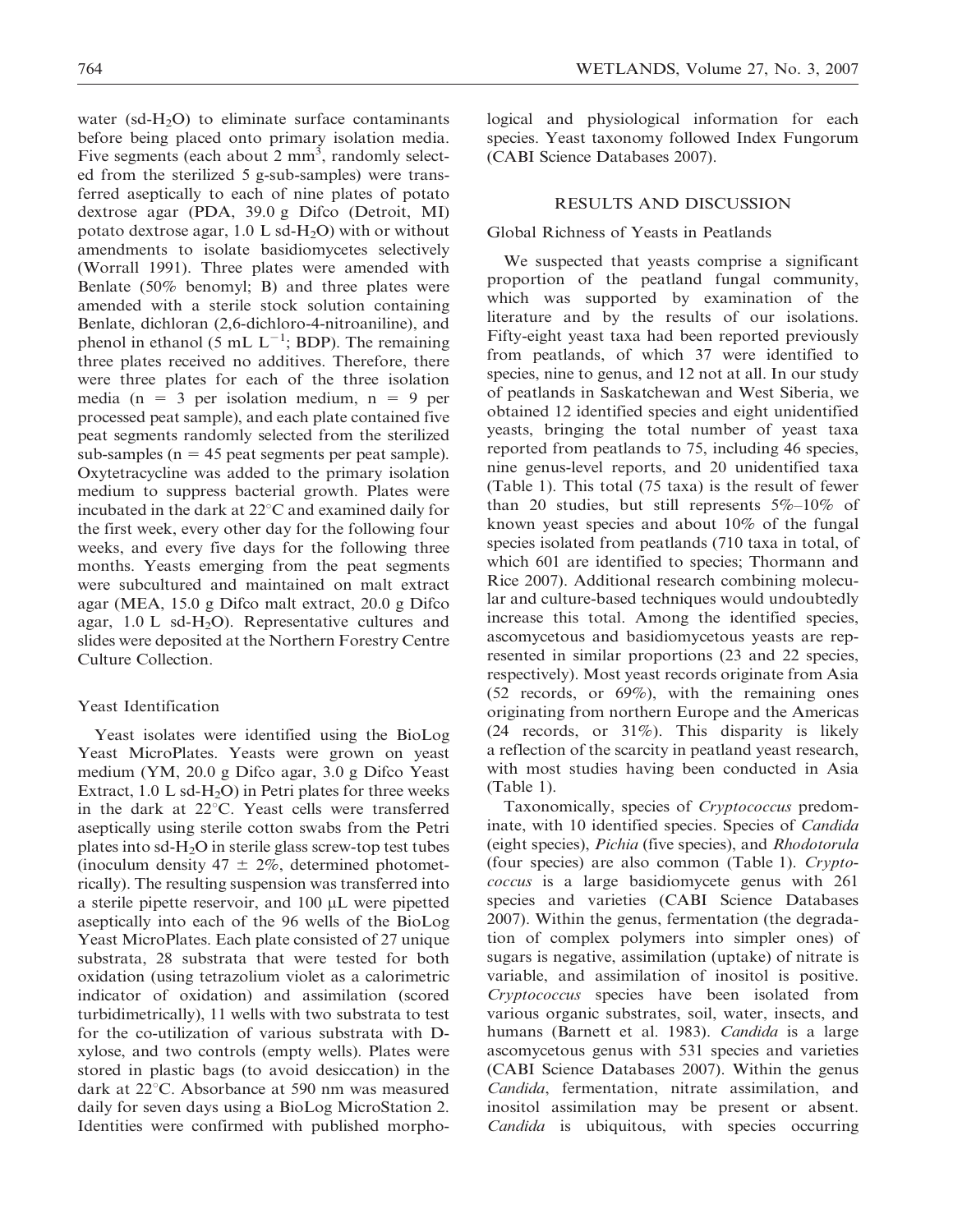water (sd-$H_2O$) to eliminate surface contaminants before being placed onto primary isolation media. Five segments (each about 2 $mm^3$, randomly selected from the sterilized 5 g-sub-samples) were transferred aseptically to each of nine plates of potato dextrose agar (PDA, 39.0 g Difco (Detroit, MI) potato dextrose agar, 1.0 L sd-$H_2O$) with or without amendments to isolate basidiomycetes selectively (Worrall 1991). Three plates were amended with Benlate (50% benomyl; B) and three plates were amended with a sterile stock solution containing Benlate, dichloran (2,6-dichloro-4-nitroaniline), and phenol in ethanol (5 mL $L^{-1}$; BDP). The remaining three plates received no additives. Therefore, there were three plates for each of the three isolation media ($n = 3$ per isolation medium, $n = 9$ per processed peat sample), and each plate contained five peat segments randomly selected from the sterilized sub-samples ($n = 45$ peat segments per peat sample). Oxytetracycline was added to the primary isolation medium to suppress bacterial growth. Plates were incubated in the dark at 22°C and examined daily for the first week, every other day for the following four weeks, and every five days for the following three months. Yeasts emerging from the peat segments were subcultured and maintained on malt extract agar (MEA, 15.0 g Difco malt extract, 20.0 g Difco agar, 1.0 L sd-$H_2O$). Representative cultures and slides were deposited at the Northern Forestry Centre Culture Collection.

### Yeast Identification

Yeast isolates were identified using the BioLog Yeast MicroPlates. Yeasts were grown on yeast medium (YM, 20.0 g Difco agar, 3.0 g Difco Yeast Extract, 1.0 L sd-$H_2O$) in Petri plates for three weeks in the dark at 22°C. Yeast cells were transferred aseptically using sterile cotton swabs from the Petri plates into sd-$H_2O$ in sterile glass screw-top test tubes (inoculum density $47 \pm 2\%$, determined photometrically). The resulting suspension was transferred into a sterile pipette reservoir, and 100 μL were pipetted aseptically into each of the 96 wells of the BioLog Yeast MicroPlates. Each plate consisted of 27 unique substrata, 28 substrata that were tested for both oxidation (using tetrazolium violet as a calorimetric indicator of oxidation) and assimilation (scored turbidimetrically), 11 wells with two substrata to test for the co-utilization of various substrata with D-xylose, and two controls (empty wells). Plates were stored in plastic bags (to avoid desiccation) in the dark at 22°C. Absorbance at 590 nm was measured daily for seven days using a BioLog MicroStation 2. Identities were confirmed with published morphological and physiological information for each species. Yeast taxonomy followed Index Fungorum (CABI Science Databases 2007).

## RESULTS AND DISCUSSION

### Global Richness of Yeasts in Peatlands

We suspected that yeasts comprise a significant proportion of the peatland fungal community, which was supported by examination of the literature and by the results of our isolations. Fifty-eight yeast taxa had been reported previously from peatlands, of which 37 were identified to species, nine to genus, and 12 not at all. In our study of peatlands in Saskatchewan and West Siberia, we obtained 12 identified species and eight unidentified yeasts, bringing the total number of yeast taxa reported from peatlands to 75, including 46 species, nine genus-level reports, and 20 unidentified taxa (Table 1). This total (75 taxa) is the result of fewer than 20 studies, but still represents 5%–10% of known yeast species and about 10% of the fungal species isolated from peatlands (710 taxa in total, of which 601 are identified to species; Thormann and Rice 2007). Additional research combining molecular and culture-based techniques would undoubtedly increase this total. Among the identified species, ascomycetous and basidiomycetous yeasts are represented in similar proportions (23 and 22 species, respectively). Most yeast records originate from Asia (52 records, or 69%), with the remaining ones originating from northern Europe and the Americas (24 records, or 31%). This disparity is likely a reflection of the scarcity in peatland yeast research, with most studies having been conducted in Asia (Table 1).

Taxonomically, species of *Cryptococcus* predominate, with 10 identified species. Species of *Candida* (eight species), *Pichia* (five species), and *Rhodotorula* (four species) are also common (Table 1). *Cryptococcus* is a large basidiomycete genus with 261 species and varieties (CABI Science Databases 2007). Within the genus, fermentation (the degradation of complex polymers into simpler ones) of sugars is negative, assimilation (uptake) of nitrate is variable, and assimilation of inositol is positive. *Cryptococcus* species have been isolated from various organic substrates, soil, water, insects, and humans (Barnett et al. 1983). *Candida* is a large ascomycetous genus with 531 species and varieties (CABI Science Databases 2007). Within the genus *Candida*, fermentation, nitrate assimilation, and inositol assimilation may be present or absent. *Candida* is ubiquitous, with species occurring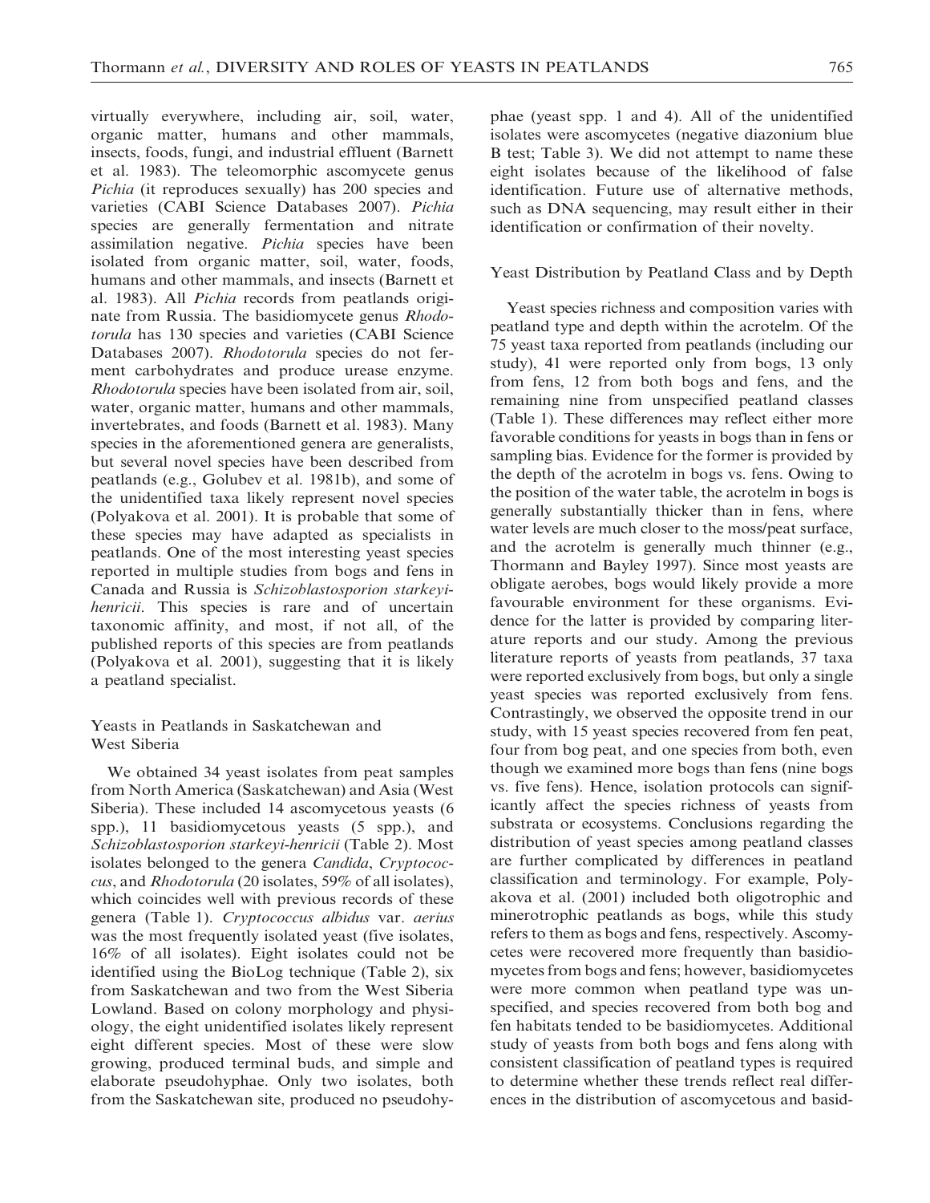virtually everywhere, including air, soil, water, organic matter, humans and other mammals, insects, foods, fungi, and industrial effluent (Barnett et al. 1983). The teleomorphic ascomycete genus *Pichia* (it reproduces sexually) has 200 species and varieties (CABI Science Databases 2007). *Pichia* species are generally fermentation and nitrate assimilation negative. *Pichia* species have been isolated from organic matter, soil, water, foods, humans and other mammals, and insects (Barnett et al. 1983). All *Pichia* records from peatlands originate from Russia. The basidiomycete genus *Rhodotorula* has 130 species and varieties (CABI Science Databases 2007). *Rhodotorula* species do not ferment carbohydrates and produce urease enzyme. *Rhodotorula* species have been isolated from air, soil, water, organic matter, humans and other mammals, invertebrates, and foods (Barnett et al. 1983). Many species in the aforementioned genera are generalists, but several novel species have been described from peatlands (e.g., Golubev et al. 1981b), and some of the unidentified taxa likely represent novel species (Polyakova et al. 2001). It is probable that some of these species may have adapted as specialists in peatlands. One of the most interesting yeast species reported in multiple studies from bogs and fens in Canada and Russia is *Schizoblastosporion starkeyi-henricii*. This species is rare and of uncertain taxonomic affinity, and most, if not all, of the published reports of this species are from peatlands (Polyakova et al. 2001), suggesting that it is likely a peatland specialist.

## Yeasts in Peatlands in Saskatchewan and West Siberia

We obtained 34 yeast isolates from peat samples from North America (Saskatchewan) and Asia (West Siberia). These included 14 ascomycetous yeasts (6 spp.), 11 basidiomycetous yeasts (5 spp.), and *Schizoblastosporion starkeyi-henricii* (Table 2). Most isolates belonged to the genera *Candida*, *Cryptococcus*, and *Rhodotorula* (20 isolates, 59% of all isolates), which coincides well with previous records of these genera (Table 1). *Cryptococcus albidus* var. *aerius* was the most frequently isolated yeast (five isolates, 16% of all isolates). Eight isolates could not be identified using the BioLog technique (Table 2), six from Saskatchewan and two from the West Siberia Lowland. Based on colony morphology and physiology, the eight unidentified isolates likely represent eight different species. Most of these were slow growing, produced terminal buds, and simple and elaborate pseudohyphae. Only two isolates, both from the Saskatchewan site, produced no pseudohyphae (yeast spp. 1 and 4). All of the unidentified isolates were ascomycetes (negative diazonium blue B test; Table 3). We did not attempt to name these eight isolates because of the likelihood of false identification. Future use of alternative methods, such as DNA sequencing, may result either in their identification or confirmation of their novelty.

## Yeast Distribution by Peatland Class and by Depth

Yeast species richness and composition varies with peatland type and depth within the acrotelm. Of the 75 yeast taxa reported from peatlands (including our study), 41 were reported only from bogs, 13 only from fens, 12 from both bogs and fens, and the remaining nine from unspecified peatland classes (Table 1). These differences may reflect either more favorable conditions for yeasts in bogs than in fens or sampling bias. Evidence for the former is provided by the depth of the acrotelm in bogs vs. fens. Owing to the position of the water table, the acrotelm in bogs is generally substantially thicker than in fens, where water levels are much closer to the moss/peat surface, and the acrotelm is generally much thinner (e.g., Thormann and Bayley 1997). Since most yeasts are obligate aerobes, bogs would likely provide a more favourable environment for these organisms. Evidence for the latter is provided by comparing literature reports and our study. Among the previous literature reports of yeasts from peatlands, 37 taxa were reported exclusively from bogs, but only a single yeast species was reported exclusively from fens. Contrastingly, we observed the opposite trend in our study, with 15 yeast species recovered from fen peat, four from bog peat, and one species from both, even though we examined more bogs than fens (nine bogs vs. five fens). Hence, isolation protocols can significantly affect the species richness of yeasts from substrata or ecosystems. Conclusions regarding the distribution of yeast species among peatland classes are further complicated by differences in peatland classification and terminology. For example, Polyakova et al. (2001) included both oligotrophic and minerotrophic peatlands as bogs, while this study refers to them as bogs and fens, respectively. Ascomycetes were recovered more frequently than basidiomycetes from bogs and fens; however, basidiomycetes were more common when peatland type was unspecified, and species recovered from both bog and fen habitats tended to be basidiomycetes. Additional study of yeasts from both bogs and fens along with consistent classification of peatland types is required to determine whether these trends reflect real differences in the distribution of ascomycetous and basid-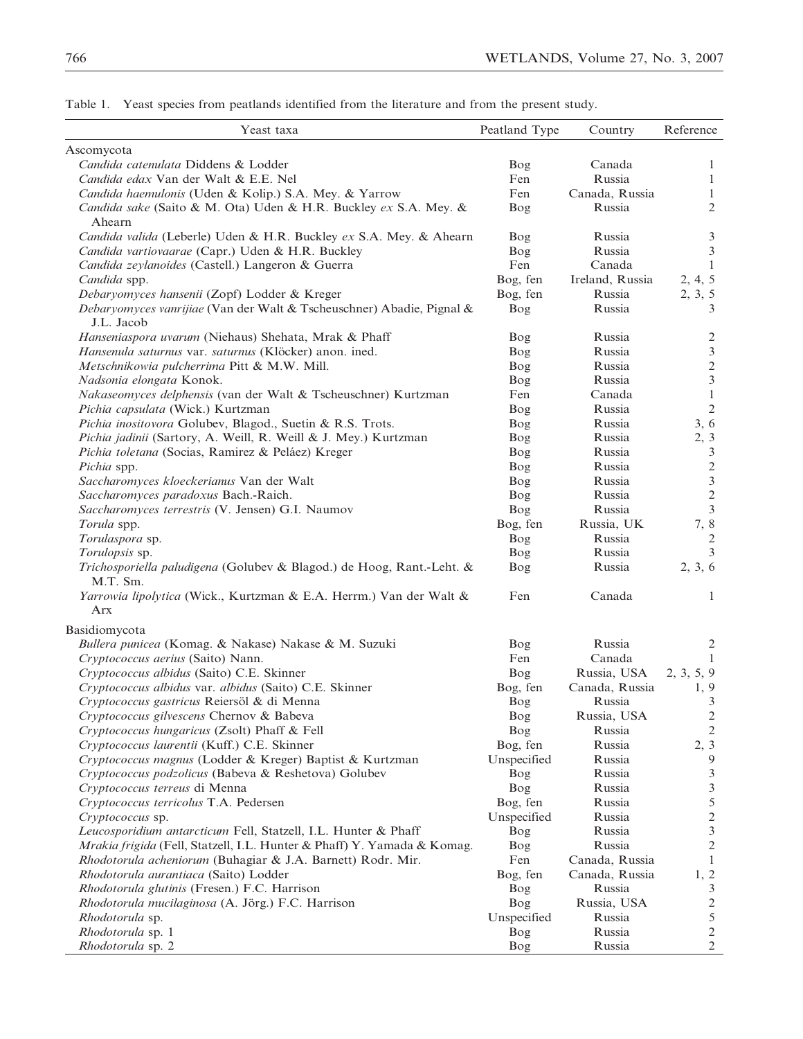Table 1. Yeast species from peatlands identified from the literature and from the present study.

| Yeast taxa | Peatland Type | Country | Reference |
|---|---|---|---|
| Ascomycota | | | |
| *Candida catenulata* Diddens & Lodder | Bog | Canada | 1 |
| *Candida edax* Van der Walt & E.E. Nel | Fen | Russia | 1 |
| *Candida haemulonis* (Uden & Kolip.) S.A. Mey. & Yarrow | Fen | Canada, Russia | 1 |
| *Candida sake* (Saito & M. Ota) Uden & H.R. Buckley *ex* S.A. Mey. & Ahearn | Bog | Russia | 2 |
| *Candida valida* (Leberle) Uden & H.R. Buckley *ex* S.A. Mey. & Ahearn | Bog | Russia | 3 |
| *Candida vartiovaarae* (Capr.) Uden & H.R. Buckley | Bog | Russia | 3 |
| *Candida zeylanoides* (Castell.) Langeron & Guerra | Fen | Canada | 1 |
| *Candida* spp. | Bog, fen | Ireland, Russia | 2, 4, 5 |
| *Debaryomyces hansenii* (Zopf) Lodder & Kreger | Bog, fen | Russia | 2, 3, 5 |
| *Debaryomyces vanrijiae* (Van der Walt & Tscheuschner) Abadie, Pignal & J.L. Jacob | Bog | Russia | 3 |
| *Hanseniaspora uvarum* (Niehaus) Shehata, Mrak & Phaff | Bog | Russia | 2 |
| *Hansenula saturnus* var. *saturnus* (Klöcker) anon. ined. | Bog | Russia | 3 |
| *Metschnikowia pulcherrima* Pitt & M.W. Mill. | Bog | Russia | 2 |
| *Nadsonia elongata* Konok. | Bog | Russia | 3 |
| *Nakaseomyces delphensis* (van der Walt & Tscheuschner) Kurtzman | Fen | Canada | 1 |
| *Pichia capsulata* (Wick.) Kurtzman | Bog | Russia | 2 |
| *Pichia inositovora* Golubev, Blagod., Suetin & R.S. Trots. | Bog | Russia | 3, 6 |
| *Pichia jadinii* (Sartory, A. Weill, R. Weill & J. Mey.) Kurtzman | Bog | Russia | 2, 3 |
| *Pichia toletana* (Socias, Ramirez & Peláez) Kreger | Bog | Russia | 3 |
| *Pichia* spp. | Bog | Russia | 2 |
| *Saccharomyces kloeckerianus* Van der Walt | Bog | Russia | 3 |
| *Saccharomyces paradoxus* Bach.-Raich. | Bog | Russia | 2 |
| *Saccharomyces terrestris* (V. Jensen) G.I. Naumov | Bog | Russia | 3 |
| *Torula* spp. | Bog, fen | Russia, UK | 7, 8 |
| *Torulaspora* sp. | Bog | Russia | 2 |
| *Torulopsis* sp. | Bog | Russia | 3 |
| *Trichosporiella paludigena* (Golubev & Blagod.) de Hoog, Rant.-Leht. & M.T. Sm. | Bog | Russia | 2, 3, 6 |
| *Yarrowia lipolytica* (Wick., Kurtzman & E.A. Herrm.) Van der Walt & Arx | Fen | Canada | 1 |
| Basidiomycota | | | |
| *Bullera punicea* (Komag. & Nakase) Nakase & M. Suzuki | Bog | Russia | 2 |
| *Cryptococcus aerius* (Saito) Nann. | Fen | Canada | 1 |
| *Cryptococcus albidus* (Saito) C.E. Skinner | Bog | Russia, USA | 2, 3, 5, 9 |
| *Cryptococcus albidus* var. *albidus* (Saito) C.E. Skinner | Bog, fen | Canada, Russia | 1, 9 |
| *Cryptococcus gastricus* Reiersöl & di Menna | Bog | Russia | 3 |
| *Cryptococcus gilvescens* Chernov & Babeva | Bog | Russia, USA | 2 |
| *Cryptococcus hungaricus* (Zsolt) Phaff & Fell | Bog | Russia | 2 |
| *Cryptococcus laurentii* (Kuff.) C.E. Skinner | Bog, fen | Russia | 2, 3 |
| *Cryptococcus magnus* (Lodder & Kreger) Baptist & Kurtzman | Unspecified | Russia | 9 |
| *Cryptococcus podzolicus* (Babeva & Reshetova) Golubev | Bog | Russia | 3 |
| *Cryptococcus terreus* di Menna | Bog | Russia | 3 |
| *Cryptococcus terricolus* T.A. Pedersen | Bog, fen | Russia | 5 |
| *Cryptococcus* sp. | Unspecified | Russia | 2 |
| *Leucosporidium antarcticum* Fell, Statzell, I.L. Hunter & Phaff | Bog | Russia | 3 |
| *Mrakia frigida* (Fell, Statzell, I.L. Hunter & Phaff) Y. Yamada & Komag. | Bog | Russia | 2 |
| *Rhodotorula acheniorum* (Buhagiar & J.A. Barnett) Rodr. Mir. | Fen | Canada, Russia | 1 |
| *Rhodotorula aurantiaca* (Saito) Lodder | Bog, fen | Canada, Russia | 1, 2 |
| *Rhodotorula glutinis* (Fresen.) F.C. Harrison | Bog | Russia | 3 |
| *Rhodotorula mucilaginosa* (A. Jörg.) F.C. Harrison | Bog | Russia, USA | 2 |
| *Rhodotorula* sp. | Unspecified | Russia | 5 |
| *Rhodotorula* sp. 1 | Bog | Russia | 2 |
| *Rhodotorula* sp. 2 | Bog | Russia | 2 |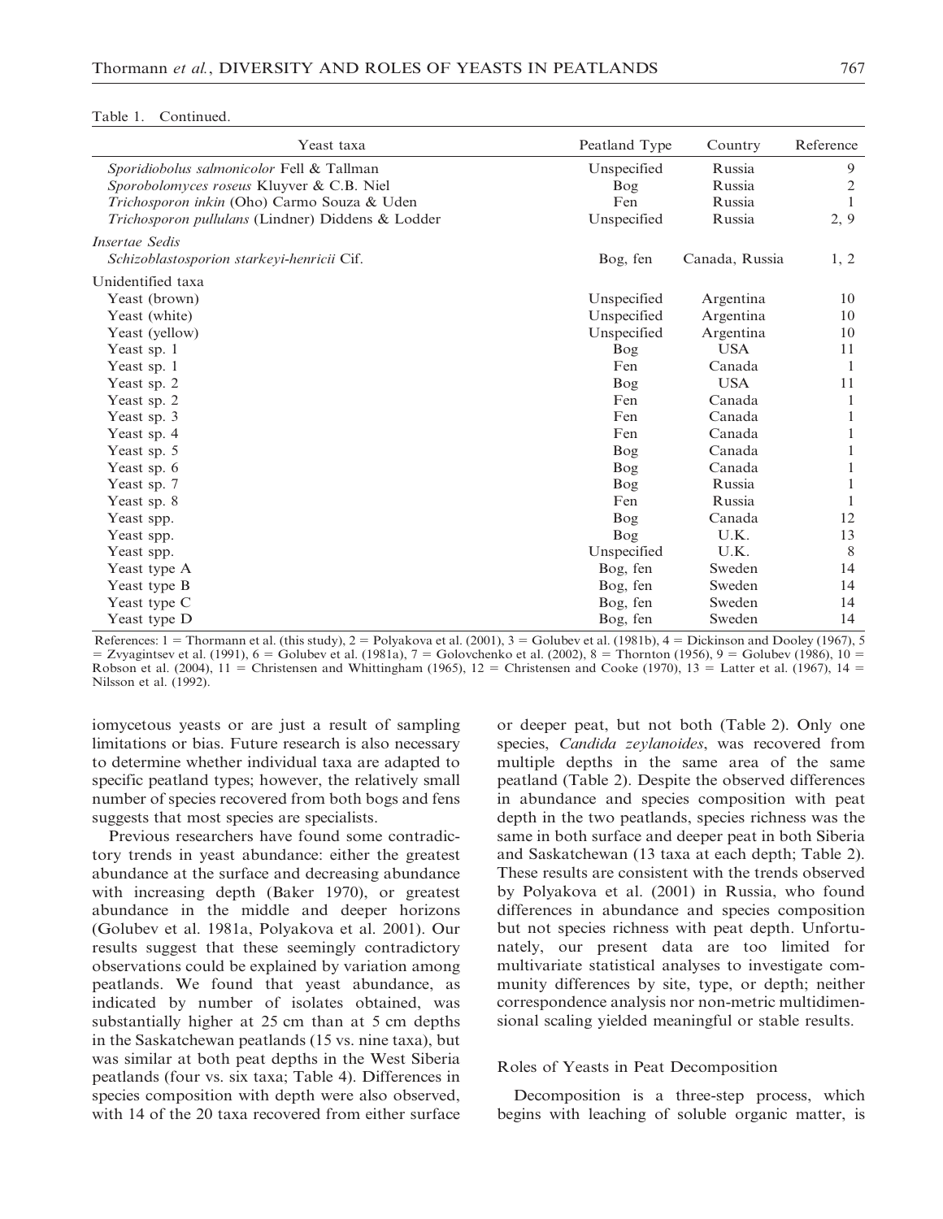Table 1. Continued.

| Yeast taxa | Peatland Type | Country | Reference |
|---|---|---|---|
| *Sporidiobolus salmonicolor* Fell & Tallman | Unspecified | Russia | 9 |
| *Sporobolomyces roseus* Kluyver & C.B. Niel | Bog | Russia | 2 |
| *Trichosporon inkin* (Oho) Carmo Souza & Uden | Fen | Russia | 1 |
| *Trichosporon pullulans* (Lindner) Diddens & Lodder | Unspecified | Russia | 2, 9 |
| *Insertae Sedis* | | | |
| *Schizoblastosporion starkeyi-henricii* Cif. | Bog, fen | Canada, Russia | 1, 2 |
| Unidentified taxa | | | |
| Yeast (brown) | Unspecified | Argentina | 10 |
| Yeast (white) | Unspecified | Argentina | 10 |
| Yeast (yellow) | Unspecified | Argentina | 10 |
| Yeast sp. 1 | Bog | USA | 11 |
| Yeast sp. 1 | Fen | Canada | 1 |
| Yeast sp. 2 | Bog | USA | 11 |
| Yeast sp. 2 | Fen | Canada | 1 |
| Yeast sp. 3 | Fen | Canada | 1 |
| Yeast sp. 4 | Fen | Canada | 1 |
| Yeast sp. 5 | Bog | Canada | 1 |
| Yeast sp. 6 | Bog | Canada | 1 |
| Yeast sp. 7 | Bog | Russia | 1 |
| Yeast sp. 8 | Fen | Russia | 1 |
| Yeast spp. | Bog | Canada | 12 |
| Yeast spp. | Bog | U.K. | 13 |
| Yeast spp. | Unspecified | U.K. | 8 |
| Yeast type A | Bog, fen | Sweden | 14 |
| Yeast type B | Bog, fen | Sweden | 14 |
| Yeast type C | Bog, fen | Sweden | 14 |
| Yeast type D | Bog, fen | Sweden | 14 |

References: 1 = Thormann et al. (this study), 2 = Polyakova et al. (2001), 3 = Golubev et al. (1981b), 4 = Dickinson and Dooley (1967), 5 = Zvyagintsev et al. (1991), 6 = Golubev et al. (1981a), 7 = Golovchenko et al. (2002), 8 = Thornton (1956), 9 = Golubev (1986), 10 = Robson et al. (2004), 11 = Christensen and Whittingham (1965), 12 = Christensen and Cooke (1970), 13 = Latter et al. (1967), 14 = Nilsson et al. (1992).

iomycetous yeasts or are just a result of sampling limitations or bias. Future research is also necessary to determine whether individual taxa are adapted to specific peatland types; however, the relatively small number of species recovered from both bogs and fens suggests that most species are specialists.

Previous researchers have found some contradictory trends in yeast abundance: either the greatest abundance at the surface and decreasing abundance with increasing depth (Baker 1970), or greatest abundance in the middle and deeper horizons (Golubev et al. 1981a, Polyakova et al. 2001). Our results suggest that these seemingly contradictory observations could be explained by variation among peatlands. We found that yeast abundance, as indicated by number of isolates obtained, was substantially higher at 25 cm than at 5 cm depths in the Saskatchewan peatlands (15 vs. nine taxa), but was similar at both peat depths in the West Siberia peatlands (four vs. six taxa; Table 4). Differences in species composition with depth were also observed, with 14 of the 20 taxa recovered from either surface or deeper peat, but not both (Table 2). Only one species, *Candida zeylanoides*, was recovered from multiple depths in the same area of the same peatland (Table 2). Despite the observed differences in abundance and species composition with peat depth in the two peatlands, species richness was the same in both surface and deeper peat in both Siberia and Saskatchewan (13 taxa at each depth; Table 2). These results are consistent with the trends observed by Polyakova et al. (2001) in Russia, who found differences in abundance and species composition but not species richness with peat depth. Unfortunately, our present data are too limited for multivariate statistical analyses to investigate community differences by site, type, or depth; neither correspondence analysis nor non-metric multidimensional scaling yielded meaningful or stable results.

### Roles of Yeasts in Peat Decomposition

Decomposition is a three-step process, which begins with leaching of soluble organic matter, is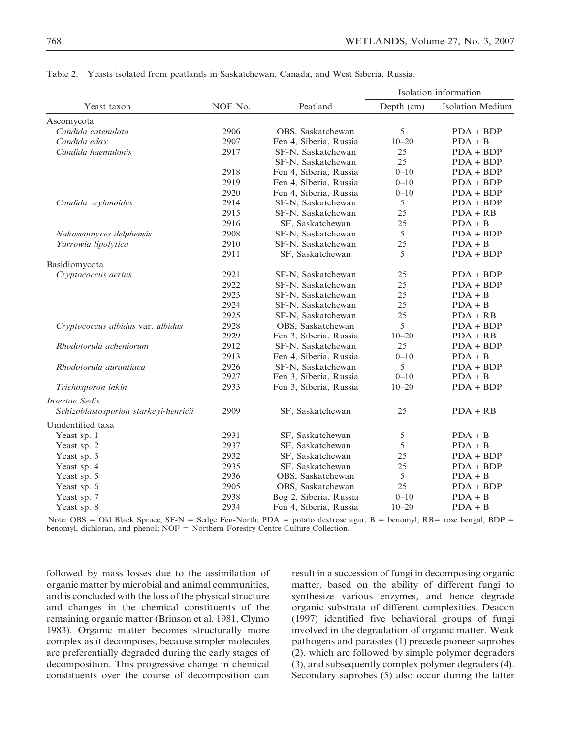Table 2. Yeasts isolated from peatlands in Saskatchewan, Canada, and West Siberia, Russia.

| Yeast taxon | NOF No. | Peatland | Isolation information | |
|---|---|---|---|---|
| | | | Depth (cm) | Isolation Medium |
| Ascomycota | | | | |
| *Candida catenulata* | 2906 | OBS, Saskatchewan | 5 | PDA + BDP |
| *Candida edax* | 2907 | Fen 4, Siberia, Russia | 10–20 | PDA + B |
| *Candida haemulonis* | 2917 | SF-N, Saskatchewan | 25 | PDA + BDP |
| | | SF-N, Saskatchewan | 25 | PDA + BDP |
| | 2918 | Fen 4, Siberia, Russia | 0–10 | PDA + BDP |
| | 2919 | Fen 4, Siberia, Russia | 0–10 | PDA + BDP |
| | 2920 | Fen 4, Siberia, Russia | 0–10 | PDA + BDP |
| *Candida zeylanoides* | 2914 | SF-N, Saskatchewan | 5 | PDA + BDP |
| | 2915 | SF-N, Saskatchewan | 25 | PDA + RB |
| | 2916 | SF, Saskatchewan | 25 | PDA + B |
| *Nakaseomyces delphensis* | 2908 | SF-N, Saskatchewan | 5 | PDA + BDP |
| *Yarrowia lipolytica* | 2910 | SF-N, Saskatchewan | 25 | PDA + B |
| | 2911 | SF, Saskatchewan | 5 | PDA + BDP |
| Basidiomycota | | | | |
| *Cryptococcus aerius* | 2921 | SF-N, Saskatchewan | 25 | PDA + BDP |
| | 2922 | SF-N, Saskatchewan | 25 | PDA + BDP |
| | 2923 | SF-N, Saskatchewan | 25 | PDA + B |
| | 2924 | SF-N, Saskatchewan | 25 | PDA + B |
| | 2925 | SF-N, Saskatchewan | 25 | PDA + RB |
| *Cryptococcus albidus* var. *albidus* | 2928 | OBS, Saskatchewan | 5 | PDA + BDP |
| | 2929 | Fen 3, Siberia, Russia | 10–20 | PDA + RB |
| *Rhodotorula acheniorum* | 2912 | SF-N, Saskatchewan | 25 | PDA + BDP |
| | 2913 | Fen 4, Siberia, Russia | 0–10 | PDA + B |
| *Rhodotorula aurantiaca* | 2926 | SF-N, Saskatchewan | 5 | PDA + BDP |
| | 2927 | Fen 3, Siberia, Russia | 0–10 | PDA + B |
| *Trichosporon inkin* | 2933 | Fen 3, Siberia, Russia | 10–20 | PDA + BDP |
| *Insertae Sedis* | | | | |
| *Schizoblastosporion starkeyi-henricii* | 2909 | SF, Saskatchewan | 25 | PDA + RB |
| Unidentified taxa | | | | |
| Yeast sp. 1 | 2931 | SF, Saskatchewan | 5 | PDA + B |
| Yeast sp. 2 | 2937 | SF, Saskatchewan | 5 | PDA + B |
| Yeast sp. 3 | 2932 | SF, Saskatchewan | 25 | PDA + BDP |
| Yeast sp. 4 | 2935 | SF, Saskatchewan | 25 | PDA + BDP |
| Yeast sp. 5 | 2936 | OBS, Saskatchewan | 5 | PDA + B |
| Yeast sp. 6 | 2905 | OBS, Saskatchewan | 25 | PDA + BDP |
| Yeast sp. 7 | 2938 | Bog 2, Siberia, Russia | 0–10 | PDA + B |
| Yeast sp. 8 | 2934 | Fen 4, Siberia, Russia | 10–20 | PDA + B |

Note: OBS = Old Black Spruce, SF-N = Sedge Fen-North; PDA = potato dextrose agar, B = benomyl, RB= rose bengal, BDP = benomyl, dichloran, and phenol; NOF = Northern Forestry Centre Culture Collection.

followed by mass losses due to the assimilation of organic matter by microbial and animal communities, and is concluded with the loss of the physical structure and changes in the chemical constituents of the remaining organic matter (Brinson et al. 1981, Clymo 1983). Organic matter becomes structurally more complex as it decomposes, because simpler molecules are preferentially degraded during the early stages of decomposition. This progressive change in chemical constituents over the course of decomposition can result in a succession of fungi in decomposing organic matter, based on the ability of different fungi to synthesize various enzymes, and hence degrade organic substrata of different complexities. Deacon (1997) identified five behavioral groups of fungi involved in the degradation of organic matter. Weak pathogens and parasites (1) precede pioneer saprobes (2), which are followed by simple polymer degraders (3), and subsequently complex polymer degraders (4). Secondary saprobes (5) also occur during the latter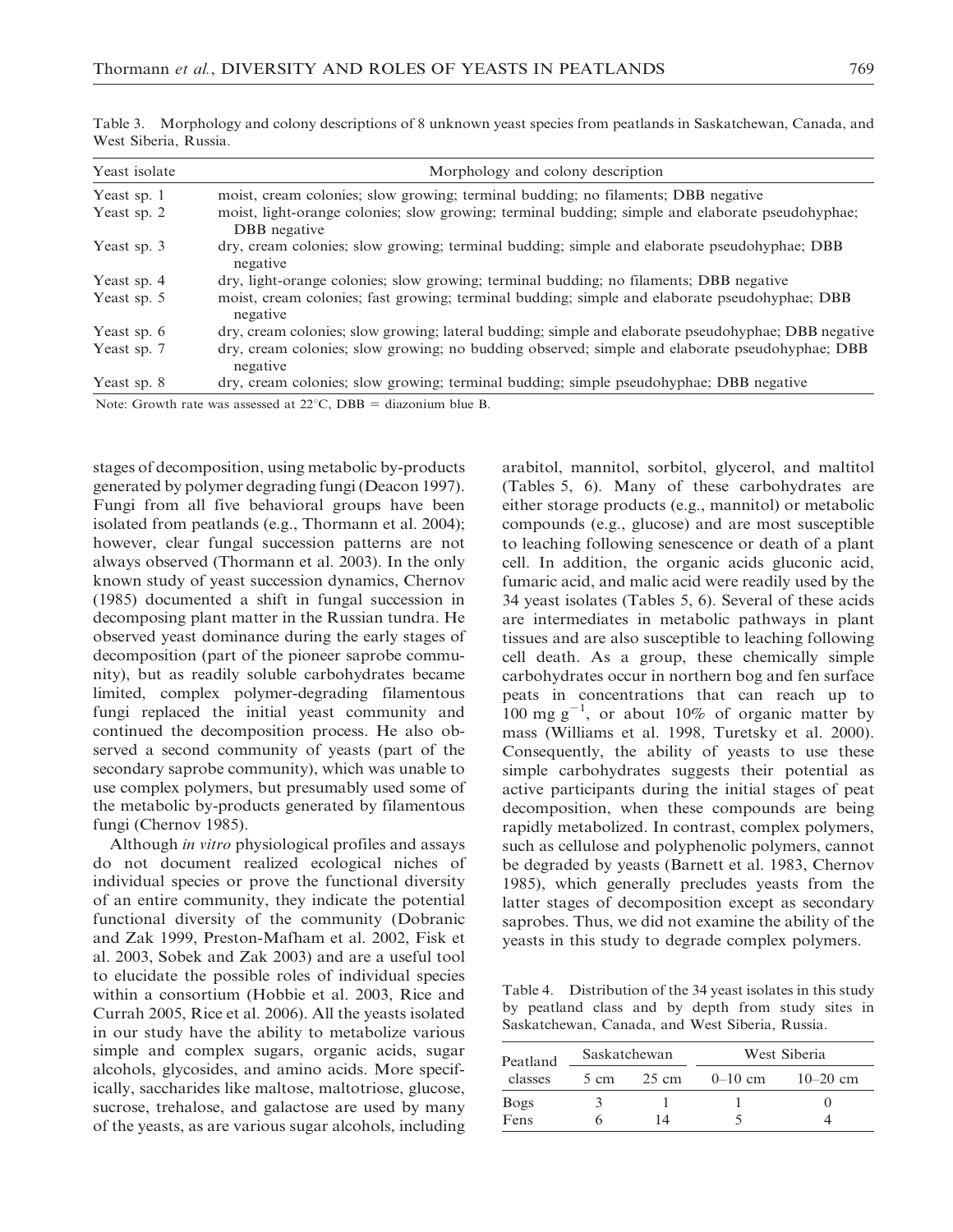Table 3. Morphology and colony descriptions of 8 unknown yeast species from peatlands in Saskatchewan, Canada, and West Siberia, Russia.

| Yeast isolate | Morphology and colony description |
|---|---|
| Yeast sp. 1 | moist, cream colonies; slow growing; terminal budding; no filaments; DBB negative |
| Yeast sp. 2 | moist, light-orange colonies; slow growing; terminal budding; simple and elaborate pseudohyphae; DBB negative |
| Yeast sp. 3 | dry, cream colonies; slow growing; terminal budding; simple and elaborate pseudohyphae; DBB negative |
| Yeast sp. 4 | dry, light-orange colonies; slow growing; terminal budding; no filaments; DBB negative |
| Yeast sp. 5 | moist, cream colonies; fast growing; terminal budding; simple and elaborate pseudohyphae; DBB negative |
| Yeast sp. 6 | dry, cream colonies; slow growing; lateral budding; simple and elaborate pseudohyphae; DBB negative |
| Yeast sp. 7 | dry, cream colonies; slow growing; no budding observed; simple and elaborate pseudohyphae; DBB negative |
| Yeast sp. 8 | dry, cream colonies; slow growing; terminal budding; simple pseudohyphae; DBB negative |

Note: Growth rate was assessed at 22°C, DBB = diazonium blue B.

stages of decomposition, using metabolic by-products generated by polymer degrading fungi (Deacon 1997). Fungi from all five behavioral groups have been isolated from peatlands (e.g., Thormann et al. 2004); however, clear fungal succession patterns are not always observed (Thormann et al. 2003). In the only known study of yeast succession dynamics, Chernov (1985) documented a shift in fungal succession in decomposing plant matter in the Russian tundra. He observed yeast dominance during the early stages of decomposition (part of the pioneer saprobe community), but as readily soluble carbohydrates became limited, complex polymer-degrading filamentous fungi replaced the initial yeast community and continued the decomposition process. He also observed a second community of yeasts (part of the secondary saprobe community), which was unable to use complex polymers, but presumably used some of the metabolic by-products generated by filamentous fungi (Chernov 1985).

Although *in vitro* physiological profiles and assays do not document realized ecological niches of individual species or prove the functional diversity of an entire community, they indicate the potential functional diversity of the community (Dobranic and Zak 1999, Preston-Mafham et al. 2002, Fisk et al. 2003, Sobek and Zak 2003) and are a useful tool to elucidate the possible roles of individual species within a consortium (Hobbie et al. 2003, Rice and Currah 2005, Rice et al. 2006). All the yeasts isolated in our study have the ability to metabolize various simple and complex sugars, organic acids, sugar alcohols, glycosides, and amino acids. More specifically, saccharides like maltose, maltotriose, glucose, sucrose, trehalose, and galactose are used by many of the yeasts, as are various sugar alcohols, including arabitol, mannitol, sorbitol, glycerol, and maltitol (Tables 5, 6). Many of these carbohydrates are either storage products (e.g., mannitol) or metabolic compounds (e.g., glucose) and are most susceptible to leaching following senescence or death of a plant cell. In addition, the organic acids gluconic acid, fumaric acid, and malic acid were readily used by the 34 yeast isolates (Tables 5, 6). Several of these acids are intermediates in metabolic pathways in plant tissues and are also susceptible to leaching following cell death. As a group, these chemically simple carbohydrates occur in northern bog and fen surface peats in concentrations that can reach up to 100 mg $g^{-1}$, or about 10% of organic matter by mass (Williams et al. 1998, Turetsky et al. 2000). Consequently, the ability of yeasts to use these simple carbohydrates suggests their potential as active participants during the initial stages of peat decomposition, when these compounds are being rapidly metabolized. In contrast, complex polymers, such as cellulose and polyphenolic polymers, cannot be degraded by yeasts (Barnett et al. 1983, Chernov 1985), which generally precludes yeasts from the latter stages of decomposition except as secondary saprobes. Thus, we did not examine the ability of the yeasts in this study to degrade complex polymers.

Table 4. Distribution of the 34 yeast isolates in this study by peatland class and by depth from study sites in Saskatchewan, Canada, and West Siberia, Russia.

| Peatland classes | Saskatchewan | | West Siberia | |
|---|---|---|---|---|
| | 5 cm | 25 cm | 0–10 cm | 10–20 cm |
| Bogs | 3 | 1 | 1 | 0 |
| Fens | 6 | 14 | 5 | 4 |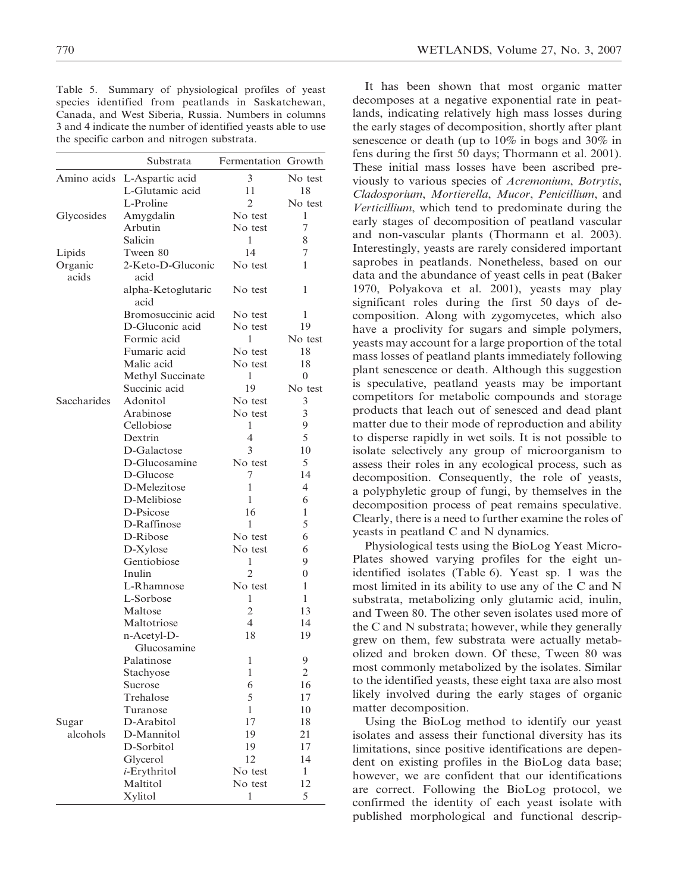Table 5. Summary of physiological profiles of yeast species identified from peatlands in Saskatchewan, Canada, and West Siberia, Russia. Numbers in columns 3 and 4 indicate the number of identified yeasts able to use the specific carbon and nitrogen substrata.

| | Substrata | Fermentation | Growth |
|---|---|---|---|
| Amino acids | L-Aspartic acid | 3 | No test |
| | L-Glutamic acid | 11 | 18 |
| | L-Proline | 2 | No test |
| Glycosides | Amygdalin | No test | 1 |
| | Arbutin | No test | 7 |
| | Salicin | 1 | 8 |
| Lipids | Tween 80 | 14 | 7 |
| Organic acids | 2-Keto-D-Gluconic acid | No test | 1 |
| | alpha-Ketoglutaric acid | No test | 1 |
| | Bromosuccinic acid | No test | 1 |
| | D-Gluconic acid | No test | 19 |
| | Formic acid | 1 | No test |
| | Fumaric acid | No test | 18 |
| | Malic acid | No test | 18 |
| | Methyl Succinate | 1 | 0 |
| | Succinic acid | 19 | No test |
| Saccharides | Adonitol | No test | 3 |
| | Arabinose | No test | 3 |
| | Cellobiose | 1 | 9 |
| | Dextrin | 4 | 5 |
| | D-Galactose | 3 | 10 |
| | D-Glucosamine | No test | 5 |
| | D-Glucose | 7 | 14 |
| | D-Melezitose | 1 | 4 |
| | D-Melibiose | 1 | 6 |
| | D-Psicose | 16 | 1 |
| | D-Raffinose | 1 | 5 |
| | D-Ribose | No test | 6 |
| | D-Xylose | No test | 6 |
| | Gentiobiose | 1 | 9 |
| | Inulin | 2 | 0 |
| | L-Rhamnose | No test | 1 |
| | L-Sorbose | 1 | 1 |
| | Maltose | 2 | 13 |
| | Maltotriose | 4 | 14 |
| | n-Acetyl-D-Glucosamine | 18 | 19 |
| | Palatinose | 1 | 9 |
| | Stachyose | 1 | 2 |
| | Sucrose | 6 | 16 |
| | Trehalose | 5 | 17 |
| | Turanose | 1 | 10 |
| Sugar alcohols | D-Arabitol | 17 | 18 |
| | D-Mannitol | 19 | 21 |
| | D-Sorbitol | 19 | 17 |
| | Glycerol | 12 | 14 |
| | *i*-Erythritol | No test | 1 |
| | Maltitol | No test | 12 |
| | Xylitol | 1 | 5 |

It has been shown that most organic matter decomposes at a negative exponential rate in peatlands, indicating relatively high mass losses during the early stages of decomposition, shortly after plant senescence or death (up to 10% in bogs and 30% in fens during the first 50 days; Thormann et al. 2001). These initial mass losses have been ascribed previously to various species of *Acremonium*, *Botrytis*, *Cladosporium*, *Mortierella*, *Mucor*, *Penicillium*, and *Verticillium*, which tend to predominate during the early stages of decomposition of peatland vascular and non-vascular plants (Thormann et al. 2003). Interestingly, yeasts are rarely considered important saprobes in peatlands. Nonetheless, based on our data and the abundance of yeast cells in peat (Baker 1970, Polyakova et al. 2001), yeasts may play significant roles during the first 50 days of decomposition. Along with zygomycetes, which also have a proclivity for sugars and simple polymers, yeasts may account for a large proportion of the total mass losses of peatland plants immediately following plant senescence or death. Although this suggestion is speculative, peatland yeasts may be important competitors for metabolic compounds and storage products that leach out of senesced and dead plant matter due to their mode of reproduction and ability to disperse rapidly in wet soils. It is not possible to isolate selectively any group of microorganism to assess their roles in any ecological process, such as decomposition. Consequently, the role of yeasts, a polyphyletic group of fungi, by themselves in the decomposition process of peat remains speculative. Clearly, there is a need to further examine the roles of yeasts in peatland C and N dynamics.

Physiological tests using the BioLog Yeast MicroPlates showed varying profiles for the eight unidentified isolates (Table 6). Yeast sp. 1 was the most limited in its ability to use any of the C and N substrata, metabolizing only glutamic acid, inulin, and Tween 80. The other seven isolates used more of the C and N substrata; however, while they generally grew on them, few substrata were actually metabolized and broken down. Of these, Tween 80 was most commonly metabolized by the isolates. Similar to the identified yeasts, these eight taxa are also most likely involved during the early stages of organic matter decomposition.

Using the BioLog method to identify our yeast isolates and assess their functional diversity has its limitations, since positive identifications are dependent on existing profiles in the BioLog data base; however, we are confident that our identifications are correct. Following the BioLog protocol, we confirmed the identity of each yeast isolate with published morphological and functional descrip-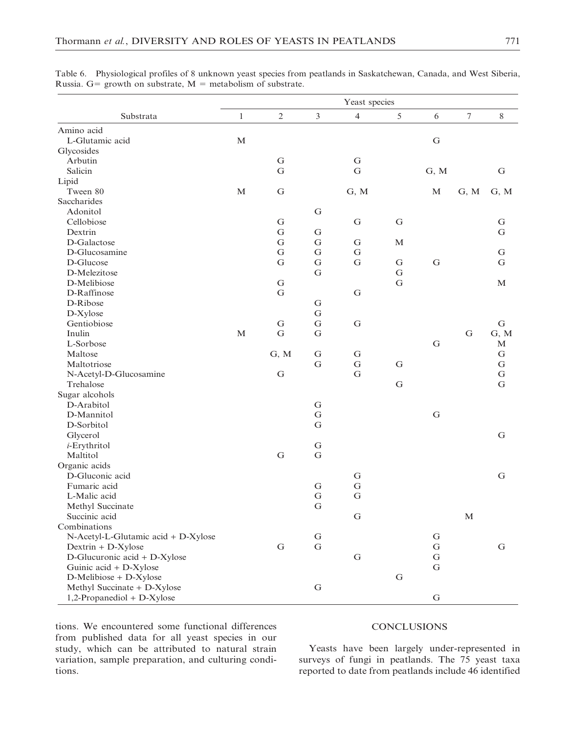Table 6. Physiological profiles of 8 unknown yeast species from peatlands in Saskatchewan, Canada, and West Siberia, Russia. G= growth on substrate, M = metabolism of substrate.

| Substrata | Yeast species | | | | | | | |
|---|---|---|---|---|---|---|---|---|
| | 1 | 2 | 3 | 4 | 5 | 6 | 7 | 8 |
| Amino acid | | | | | | | | |
| L-Glutamic acid | M | | | | | G | | |
| Glycosides | | | | | | | | |
| Arbutin | | G | | G | | | | |
| Salicin | | G | | G | | G, M | | G |
| Lipid | | | | | | | | |
| Tween 80 | M | G | | G, M | | M | G, M | G, M |
| Saccharides | | | | | | | | |
| Adonitol | | | G | | | | | |
| Cellobiose | | G | | G | G | | | G |
| Dextrin | | G | G | | | | | G |
| D-Galactose | | G | G | G | M | | | |
| D-Glucosamine | | G | G | G | | | | G |
| D-Glucose | | G | G | G | G | G | | G |
| D-Melezitose | | | G | | G | | | |
| D-Melibiose | | G | | | G | | | M |
| D-Raffinose | | G | | G | | | | |
| D-Ribose | | | G | | | | | |
| D-Xylose | | | G | | | | | |
| Gentiobiose | | G | G | G | | | | G |
| Inulin | M | G | G | | | | G | G, M |
| L-Sorbose | | | | | | G | | M |
| Maltose | | G, M | G | G | | | | G |
| Maltotriose | | | G | G | G | | | G |
| N-Acetyl-D-Glucosamine | | G | | G | | | | G |
| Trehalose | | | | | G | | | G |
| Sugar alcohols | | | | | | | | |
| D-Arabitol | | | G | | | | | |
| D-Mannitol | | | G | | | G | | |
| D-Sorbitol | | | G | | | | | |
| Glycerol | | | | | | | | G |
| *i*-Erythritol | | | G | | | | | |
| Maltitol | | G | G | | | | | |
| Organic acids | | | | | | | | |
| D-Gluconic acid | | | | G | | | | G |
| Fumaric acid | | | G | G | | | | |
| L-Malic acid | | | G | G | | | | |
| Methyl Succinate | | | G | | | | | |
| Succinic acid | | | | G | | | M | |
| Combinations | | | | | | | | |
| N-Acetyl-L-Glutamic acid + D-Xylose | | | G | | | G | | |
| Dextrin + D-Xylose | | G | G | | | G | | G |
| D-Glucuronic acid + D-Xylose | | | | G | | G | | |
| Guinic acid + D-Xylose | | | | | | G | | |
| D-Melibiose + D-Xylose | | | | | G | | | |
| Methyl Succinate + D-Xylose | | | G | | | | | |
| 1,2-Propanediol + D-Xylose | | | | | | G | | |

tions. We encountered some functional differences from published data for all yeast species in our study, which can be attributed to natural strain variation, sample preparation, and culturing conditions.

## CONCLUSIONS

Yeasts have been largely under-represented in surveys of fungi in peatlands. The 75 yeast taxa reported to date from peatlands include 46 identified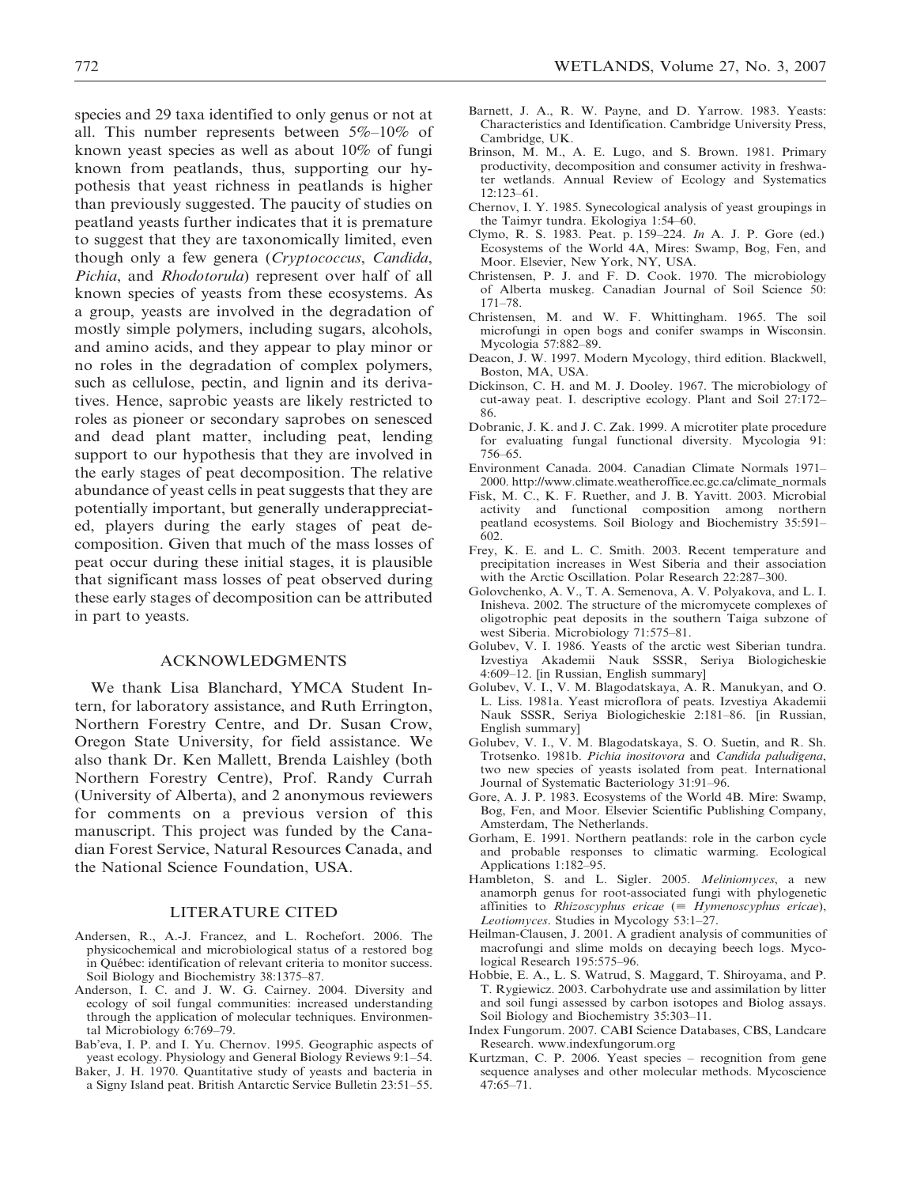species and 29 taxa identified to only genus or not at all. This number represents between 5%–10% of known yeast species as well as about 10% of fungi known from peatlands, thus, supporting our hypothesis that yeast richness in peatlands is higher than previously suggested. The paucity of studies on peatland yeasts further indicates that it is premature to suggest that they are taxonomically limited, even though only a few genera (*Cryptococcus*, *Candida*, *Pichia*, and *Rhodotorula*) represent over half of all known species of yeasts from these ecosystems. As a group, yeasts are involved in the degradation of mostly simple polymers, including sugars, alcohols, and amino acids, and they appear to play minor or no roles in the degradation of complex polymers, such as cellulose, pectin, and lignin and its derivatives. Hence, saprobic yeasts are likely restricted to roles as pioneer or secondary saprobes on senesced and dead plant matter, including peat, lending support to our hypothesis that they are involved in the early stages of peat decomposition. The relative abundance of yeast cells in peat suggests that they are potentially important, but generally underappreciated, players during the early stages of peat decomposition. Given that much of the mass losses of peat occur during these initial stages, it is plausible that significant mass losses of peat observed during these early stages of decomposition can be attributed in part to yeasts.

## ACKNOWLEDGMENTS

We thank Lisa Blanchard, YMCA Student Intern, for laboratory assistance, and Ruth Errington, Northern Forestry Centre, and Dr. Susan Crow, Oregon State University, for field assistance. We also thank Dr. Ken Mallett, Brenda Laishley (both Northern Forestry Centre), Prof. Randy Currah (University of Alberta), and 2 anonymous reviewers for comments on a previous version of this manuscript. This project was funded by the Canadian Forest Service, Natural Resources Canada, and the National Science Foundation, USA.

## LITERATURE CITED

Andersen, R., A.-J. Francez, and L. Rochefort. 2006. The physicochemical and microbiological status of a restored bog in Québec: identification of relevant criteria to monitor success. Soil Biology and Biochemistry 38:1375–87.

Anderson, I. C. and J. W. G. Cairney. 2004. Diversity and ecology of soil fungal communities: increased understanding through the application of molecular techniques. Environmental Microbiology 6:769–79.

Bab'eva, I. P. and I. Yu. Chernov. 1995. Geographic aspects of yeast ecology. Physiology and General Biology Reviews 9:1–54.

Baker, J. H. 1970. Quantitative study of yeasts and bacteria in a Signy Island peat. British Antarctic Service Bulletin 23:51–55.

Barnett, J. A., R. W. Payne, and D. Yarrow. 1983. Yeasts: Characteristics and Identification. Cambridge University Press, Cambridge, UK.

Brinson, M. M., A. E. Lugo, and S. Brown. 1981. Primary productivity, decomposition and consumer activity in freshwater wetlands. Annual Review of Ecology and Systematics 12:123–61.

Chernov, I. Y. 1985. Synecological analysis of yeast groupings in the Taimyr tundra. Ekologiya 1:54–60.

Clymo, R. S. 1983. Peat. p. 159–224. *In* A. J. P. Gore (ed.) Ecosystems of the World 4A, Mires: Swamp, Bog, Fen, and Moor. Elsevier, New York, NY, USA.

Christensen, P. J. and F. D. Cook. 1970. The microbiology of Alberta muskeg. Canadian Journal of Soil Science 50: 171–78.

Christensen, M. and W. F. Whittingham. 1965. The soil microfungi in open bogs and conifer swamps in Wisconsin. Mycologia 57:882–89.

Deacon, J. W. 1997. Modern Mycology, third edition. Blackwell, Boston, MA, USA.

Dickinson, C. H. and M. J. Dooley. 1967. The microbiology of cut-away peat. I. descriptive ecology. Plant and Soil 27:172–86.

Dobranic, J. K. and J. C. Zak. 1999. A microtiter plate procedure for evaluating fungal functional diversity. Mycologia 91: 756–65.

Environment Canada. 2004. Canadian Climate Normals 1971–2000. http://www.climate.weatheroffice.ec.gc.ca/climate_normals

Fisk, M. C., K. F. Ruether, and J. B. Yavitt. 2003. Microbial activity and functional composition among northern peatland ecosystems. Soil Biology and Biochemistry 35:591–602.

Frey, K. E. and L. C. Smith. 2003. Recent temperature and precipitation increases in West Siberia and their association with the Arctic Oscillation. Polar Research 22:287–300.

Golovchenko, A. V., T. A. Semenova, A. V. Polyakova, and L. I. Inisheva. 2002. The structure of the micromycete complexes of oligotrophic peat deposits in the southern Taiga subzone of west Siberia. Microbiology 71:575–81.

Golubev, V. I. 1986. Yeasts of the arctic west Siberian tundra. Izvestiya Akademii Nauk SSSR, Seriya Biologicheskie 4:609–12. [in Russian, English summary]

Golubev, V. I., V. M. Blagodatskaya, A. R. Manukyan, and O. L. Liss. 1981a. Yeast microflora of peats. Izvestiya Akademii Nauk SSSR, Seriya Biologicheskie 2:181–86. [in Russian, English summary]

Golubev, V. I., V. M. Blagodatskaya, S. O. Suetin, and R. Sh. Trotsenko. 1981b. *Pichia inositovora* and *Candida paludigena*, two new species of yeasts isolated from peat. International Journal of Systematic Bacteriology 31:91–96.

Gore, A. J. P. 1983. Ecosystems of the World 4B. Mire: Swamp, Bog, Fen, and Moor. Elsevier Scientific Publishing Company, Amsterdam, The Netherlands.

Gorham, E. 1991. Northern peatlands: role in the carbon cycle and probable responses to climatic warming. Ecological Applications 1:182–95.

Hambleton, S. and L. Sigler. 2005. *Meliniomyces*, a new anamorph genus for root-associated fungi with phylogenetic affinities to *Rhizoscyphus ericae* (≡ *Hymenoscyphus ericae*), *Leotiomyces*. Studies in Mycology 53:1–27.

Heilman-Clausen, J. 2001. A gradient analysis of communities of macrofungi and slime molds on decaying beech logs. Mycological Research 195:575–96.

Hobbie, E. A., L. S. Watrud, S. Maggard, T. Shiroyama, and P. T. Rygiewicz. 2003. Carbohydrate use and assimilation by litter and soil fungi assessed by carbon isotopes and Biolog assays. Soil Biology and Biochemistry 35:303–11.

Index Fungorum. 2007. CABI Science Databases, CBS, Landcare Research. www.indexfungorum.org

Kurtzman, C. P. 2006. Yeast species – recognition from gene sequence analyses and other molecular methods. Mycoscience 47:65–71.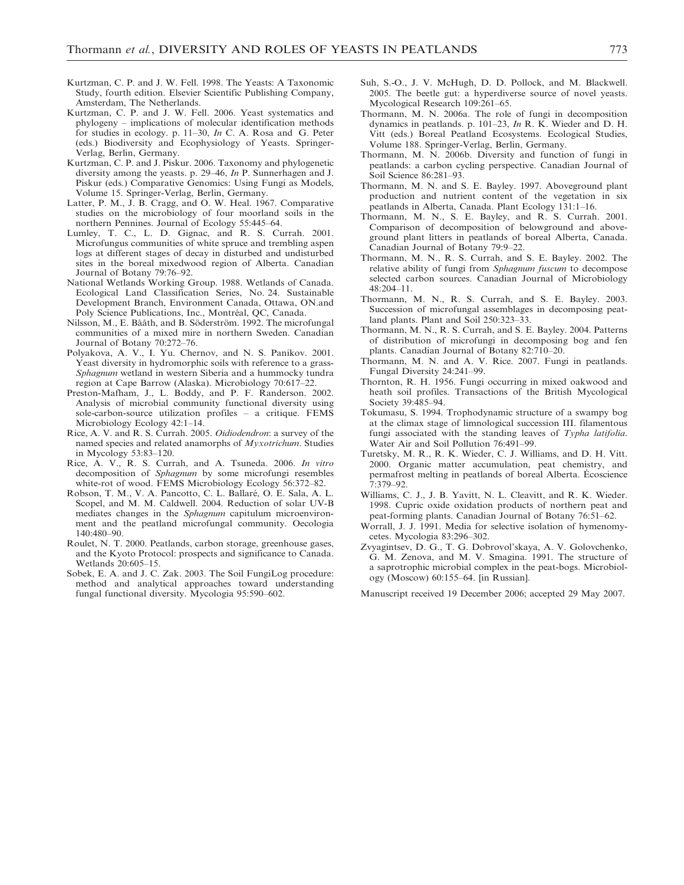Kurtzman, C. P. and J. W. Fell. 1998. The Yeasts: A Taxonomic Study, fourth edition. Elsevier Scientific Publishing Company, Amsterdam, The Netherlands.

Kurtzman, C. P. and J. W. Fell. 2006. Yeast systematics and phylogeny – implications of molecular identification methods for studies in ecology. p. 11–30, *In* C. A. Rosa and G. Peter (eds.) Biodiversity and Ecophysiology of Yeasts. Springer-Verlag, Berlin, Germany.

Kurtzman, C. P. and J. Piskur. 2006. Taxonomy and phylogenetic diversity among the yeasts. p. 29–46, *In* P. Sunnerhagen and J. Piskur (eds.) Comparative Genomics: Using Fungi as Models, Volume 15. Springer-Verlag, Berlin, Germany.

Latter, P. M., J. B. Cragg, and O. W. Heal. 1967. Comparative studies on the microbiology of four moorland soils in the northern Pennines. Journal of Ecology 55:445–64.

Lumley, T. C., L. D. Gignac, and R. S. Currah. 2001. Microfungus communities of white spruce and trembling aspen logs at different stages of decay in disturbed and undisturbed sites in the boreal mixedwood region of Alberta. Canadian Journal of Botany 79:76–92.

National Wetlands Working Group. 1988. Wetlands of Canada. Ecological Land Classification Series, No. 24. Sustainable Development Branch, Environment Canada, Ottawa, ON.and Poly Science Publications, Inc., Montréal, QC, Canada.

Nilsson, M., E. Bååth, and B. Söderström. 1992. The microfungal communities of a mixed mire in northern Sweden. Canadian Journal of Botany 70:272–76.

Polyakova, A. V., I. Yu. Chernov, and N. S. Panikov. 2001. Yeast diversity in hydromorphic soils with reference to a grass-*Sphagnum* wetland in western Siberia and a hummocky tundra region at Cape Barrow (Alaska). Microbiology 70:617–22.

Preston-Mafham, J., L. Boddy, and P. F. Randerson. 2002. Analysis of microbial community functional diversity using sole-carbon-source utilization profiles – a critique. FEMS Microbiology Ecology 42:1–14.

Rice, A. V. and R. S. Currah. 2005. *Oidiodendron*: a survey of the named species and related anamorphs of *Myxotrichum*. Studies in Mycology 53:83–120.

Rice, A. V., R. S. Currah, and A. Tsuneda. 2006. *In vitro* decomposition of *Sphagnum* by some microfungi resembles white-rot of wood. FEMS Microbiology Ecology 56:372–82.

Robson, T. M., V. A. Pancotto, C. L. Ballaré, O. E. Sala, A. L. Scopel, and M. M. Caldwell. 2004. Reduction of solar UV-B mediates changes in the *Sphagnum* capitulum microenvironment and the peatland microfungal community. Oecologia 140:480–90.

Roulet, N. T. 2000. Peatlands, carbon storage, greenhouse gases, and the Kyoto Protocol: prospects and significance to Canada. Wetlands 20:605–15.

Sobek, E. A. and J. C. Zak. 2003. The Soil FungiLog procedure: method and analytical approaches toward understanding fungal functional diversity. Mycologia 95:590–602.

Suh, S.-O., J. V. McHugh, D. D. Pollock, and M. Blackwell. 2005. The beetle gut: a hyperdiverse source of novel yeasts. Mycological Research 109:261–65.

Thormann, M. N. 2006a. The role of fungi in decomposition dynamics in peatlands. p. 101–23, *In* R. K. Wieder and D. H. Vitt (eds.) Boreal Peatland Ecosystems. Ecological Studies, Volume 188. Springer-Verlag, Berlin, Germany.

Thormann, M. N. 2006b. Diversity and function of fungi in peatlands: a carbon cycling perspective. Canadian Journal of Soil Science 86:281–93.

Thormann, M. N. and S. E. Bayley. 1997. Aboveground plant production and nutrient content of the vegetation in six peatlands in Alberta, Canada. Plant Ecology 131:1–16.

Thormann, M. N., S. E. Bayley, and R. S. Currah. 2001. Comparison of decomposition of belowground and aboveground plant litters in peatlands of boreal Alberta, Canada. Canadian Journal of Botany 79:9–22.

Thormann, M. N., R. S. Currah, and S. E. Bayley. 2002. The relative ability of fungi from *Sphagnum fuscum* to decompose selected carbon sources. Canadian Journal of Microbiology 48:204–11.

Thormann, M. N., R. S. Currah, and S. E. Bayley. 2003. Succession of microfungal assemblages in decomposing peatland plants. Plant and Soil 250:323–33.

Thormann, M. N., R. S. Currah, and S. E. Bayley. 2004. Patterns of distribution of microfungi in decomposing bog and fen plants. Canadian Journal of Botany 82:710–20.

Thormann, M. N. and A. V. Rice. 2007. Fungi in peatlands. Fungal Diversity 24:241–99.

Thornton, R. H. 1956. Fungi occurring in mixed oakwood and heath soil profiles. Transactions of the British Mycological Society 39:485–94.

Tokumasu, S. 1994. Trophodynamic structure of a swampy bog at the climax stage of limnological succession III. filamentous fungi associated with the standing leaves of *Typha latifolia*. Water Air and Soil Pollution 76:491–99.

Turetsky, M. R., R. K. Wieder, C. J. Williams, and D. H. Vitt. 2000. Organic matter accumulation, peat chemistry, and permafrost melting in peatlands of boreal Alberta. Écoscience 7:379–92.

Williams, C. J., J. B. Yavitt, N. L. Cleavitt, and R. K. Wieder. 1998. Cupric oxide oxidation products of northern peat and peat-forming plants. Canadian Journal of Botany 76:51–62.

Worrall, J. J. 1991. Media for selective isolation of hymenomycetes. Mycologia 83:296–302.

Zvyagintsev, D. G., T. G. Dobrovol'skaya, A. V. Golovchenko, G. M. Zenova, and M. V. Smagina. 1991. The structure of a saprotrophic microbial complex in the peat-bogs. Microbiology (Moscow) 60:155–64. [in Russian].

Manuscript received 19 December 2006; accepted 29 May 2007.